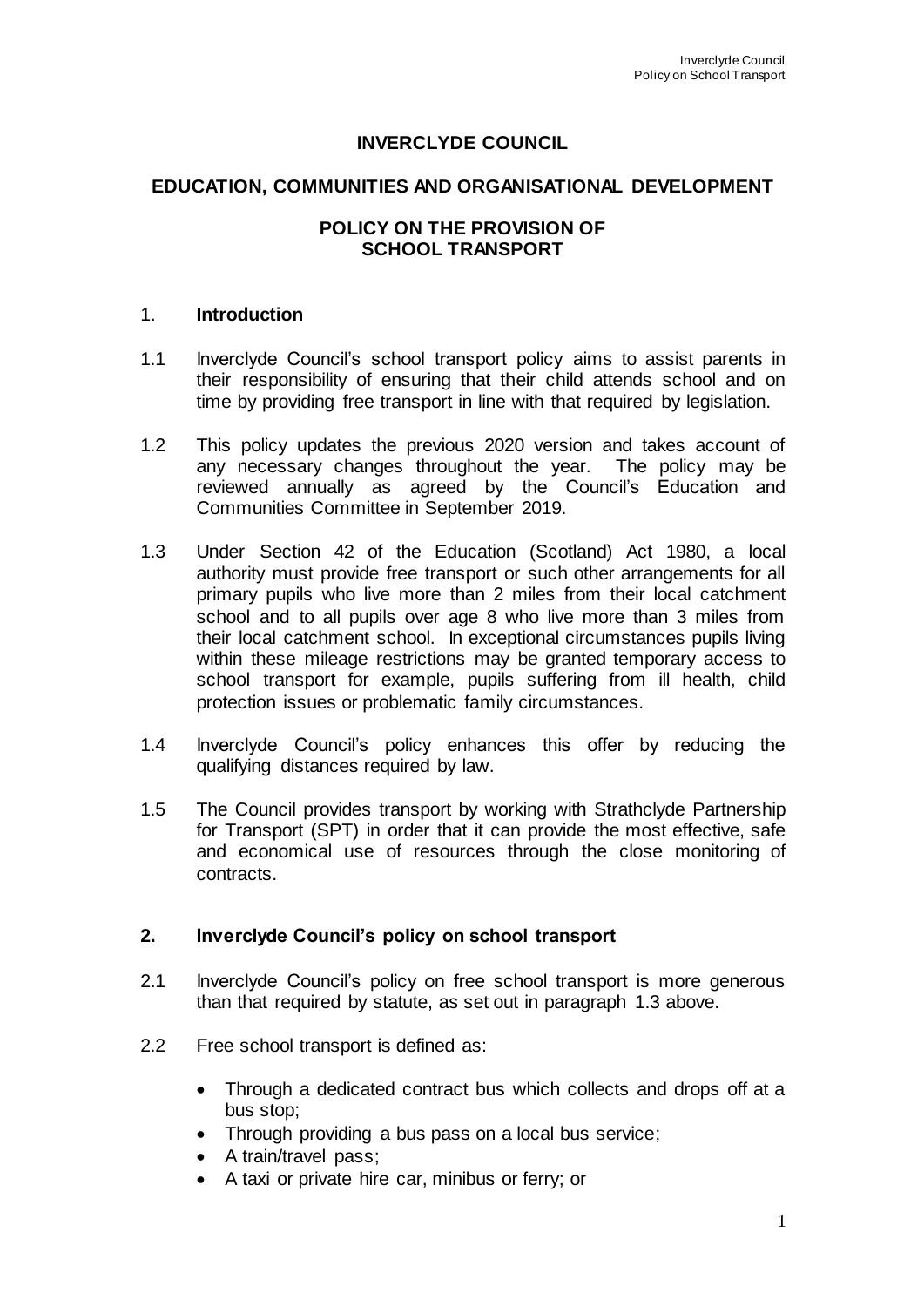**INVERCLYDE COUNCIL**

**EDUCATION, COMMUNITIES AND ORGANISATIONAL DEVELOPMENT**

**POLICY ON THE PROVISION OF SCHOOL TRANSPORT**

## 1. Introduction

1.1 Inverclyde Council's school transport policy aims to assist parents in their responsibility of ensuring that their child attends school and on time by providing free transport in line with that required by legislation.

1.2 This policy updates the previous 2020 version and takes account of any necessary changes throughout the year. The policy may be reviewed annually as agreed by the Council's Education and Communities Committee in September 2019.

1.3 Under Section 42 of the Education (Scotland) Act 1980, a local authority must provide free transport or such other arrangements for all primary pupils who live more than 2 miles from their local catchment school and to all pupils over age 8 who live more than 3 miles from their local catchment school. In exceptional circumstances pupils living within these mileage restrictions may be granted temporary access to school transport for example, pupils suffering from ill health, child protection issues or problematic family circumstances.

1.4 Inverclyde Council's policy enhances this offer by reducing the qualifying distances required by law.

1.5 The Council provides transport by working with Strathclyde Partnership for Transport (SPT) in order that it can provide the most effective, safe and economical use of resources through the close monitoring of contracts.

## 2. Inverclyde Council's policy on school transport

2.1 Inverclyde Council's policy on free school transport is more generous than that required by statute, as set out in paragraph 1.3 above.

2.2 Free school transport is defined as:

- Through a dedicated contract bus which collects and drops off at a bus stop;
- Through providing a bus pass on a local bus service;
- A train/travel pass;
- A taxi or private hire car, minibus or ferry; or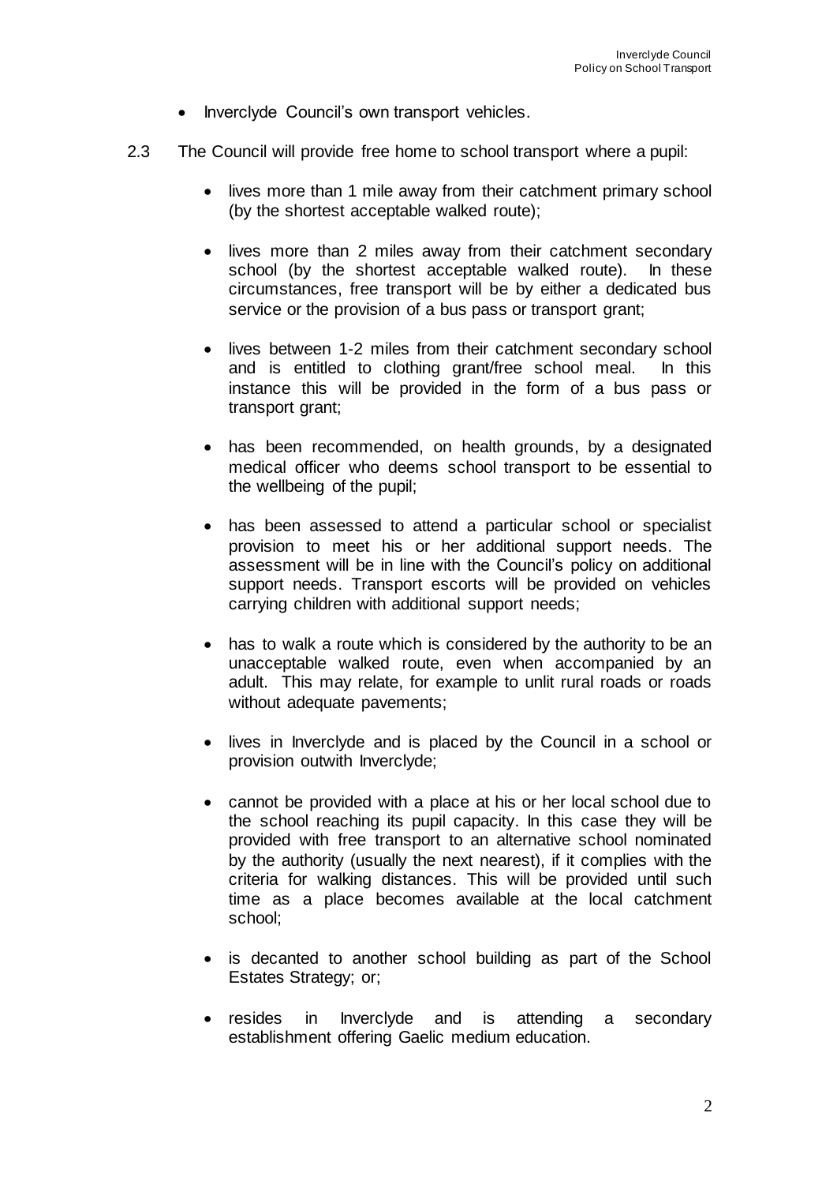- Inverclyde Council's own transport vehicles.

2.3 The Council will provide free home to school transport where a pupil:

- lives more than 1 mile away from their catchment primary school (by the shortest acceptable walked route);

- lives more than 2 miles away from their catchment secondary school (by the shortest acceptable walked route). In these circumstances, free transport will be by either a dedicated bus service or the provision of a bus pass or transport grant;

- lives between 1-2 miles from their catchment secondary school and is entitled to clothing grant/free school meal. In this instance this will be provided in the form of a bus pass or transport grant;

- has been recommended, on health grounds, by a designated medical officer who deems school transport to be essential to the wellbeing of the pupil;

- has been assessed to attend a particular school or specialist provision to meet his or her additional support needs. The assessment will be in line with the Council's policy on additional support needs. Transport escorts will be provided on vehicles carrying children with additional support needs;

- has to walk a route which is considered by the authority to be an unacceptable walked route, even when accompanied by an adult. This may relate, for example to unlit rural roads or roads without adequate pavements;

- lives in Inverclyde and is placed by the Council in a school or provision outwith Inverclyde;

- cannot be provided with a place at his or her local school due to the school reaching its pupil capacity. In this case they will be provided with free transport to an alternative school nominated by the authority (usually the next nearest), if it complies with the criteria for walking distances. This will be provided until such time as a place becomes available at the local catchment school;

- is decanted to another school building as part of the School Estates Strategy; or;

- resides in Inverclyde and is attending a secondary establishment offering Gaelic medium education.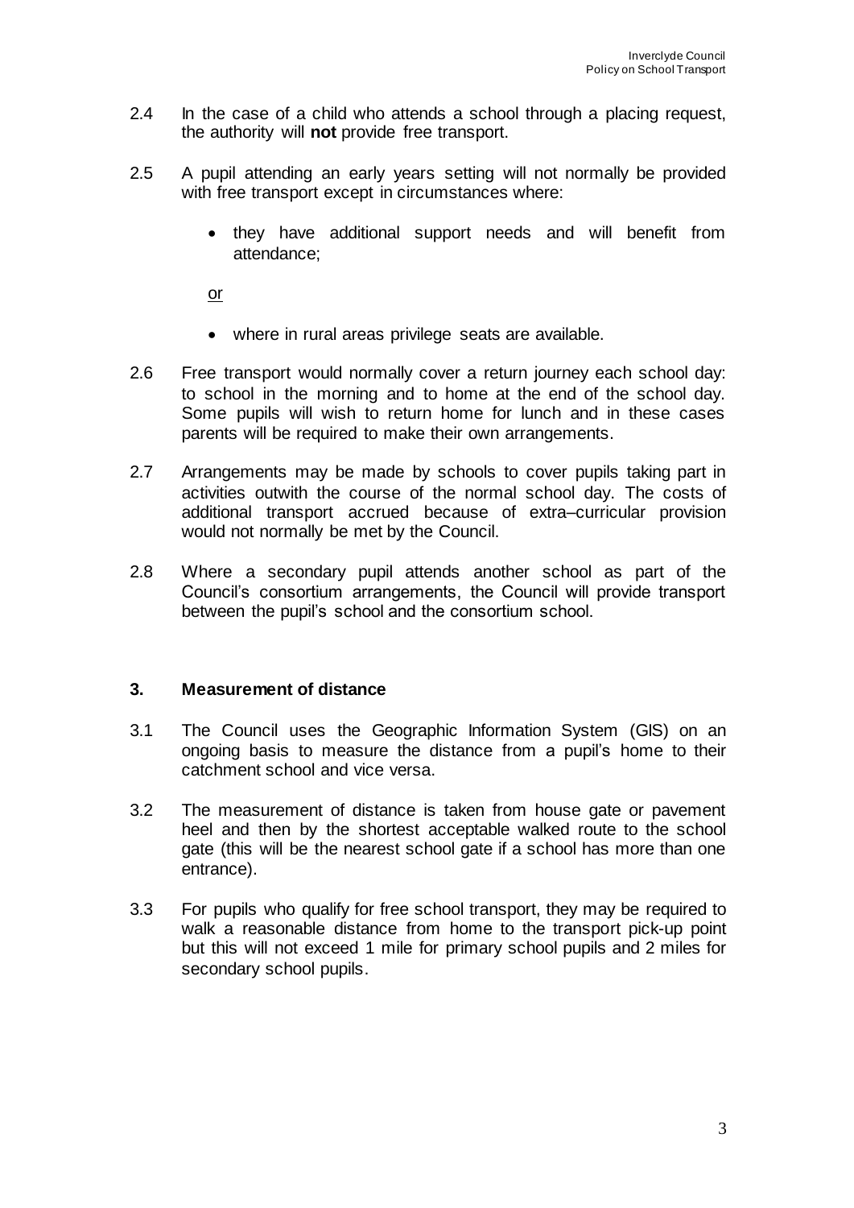2.4 In the case of a child who attends a school through a placing request, the authority will **not** provide free transport.

2.5 A pupil attending an early years setting will not normally be provided with free transport except in circumstances where:

- they have additional support needs and will benefit from attendance;

<u>or</u>

- where in rural areas privilege seats are available.

2.6 Free transport would normally cover a return journey each school day: to school in the morning and to home at the end of the school day. Some pupils will wish to return home for lunch and in these cases parents will be required to make their own arrangements.

2.7 Arrangements may be made by schools to cover pupils taking part in activities outwith the course of the normal school day. The costs of additional transport accrued because of extra–curricular provision would not normally be met by the Council.

2.8 Where a secondary pupil attends another school as part of the Council's consortium arrangements, the Council will provide transport between the pupil's school and the consortium school.

## 3. Measurement of distance

3.1 The Council uses the Geographic Information System (GIS) on an ongoing basis to measure the distance from a pupil's home to their catchment school and vice versa.

3.2 The measurement of distance is taken from house gate or pavement heel and then by the shortest acceptable walked route to the school gate (this will be the nearest school gate if a school has more than one entrance).

3.3 For pupils who qualify for free school transport, they may be required to walk a reasonable distance from home to the transport pick-up point but this will not exceed 1 mile for primary school pupils and 2 miles for secondary school pupils.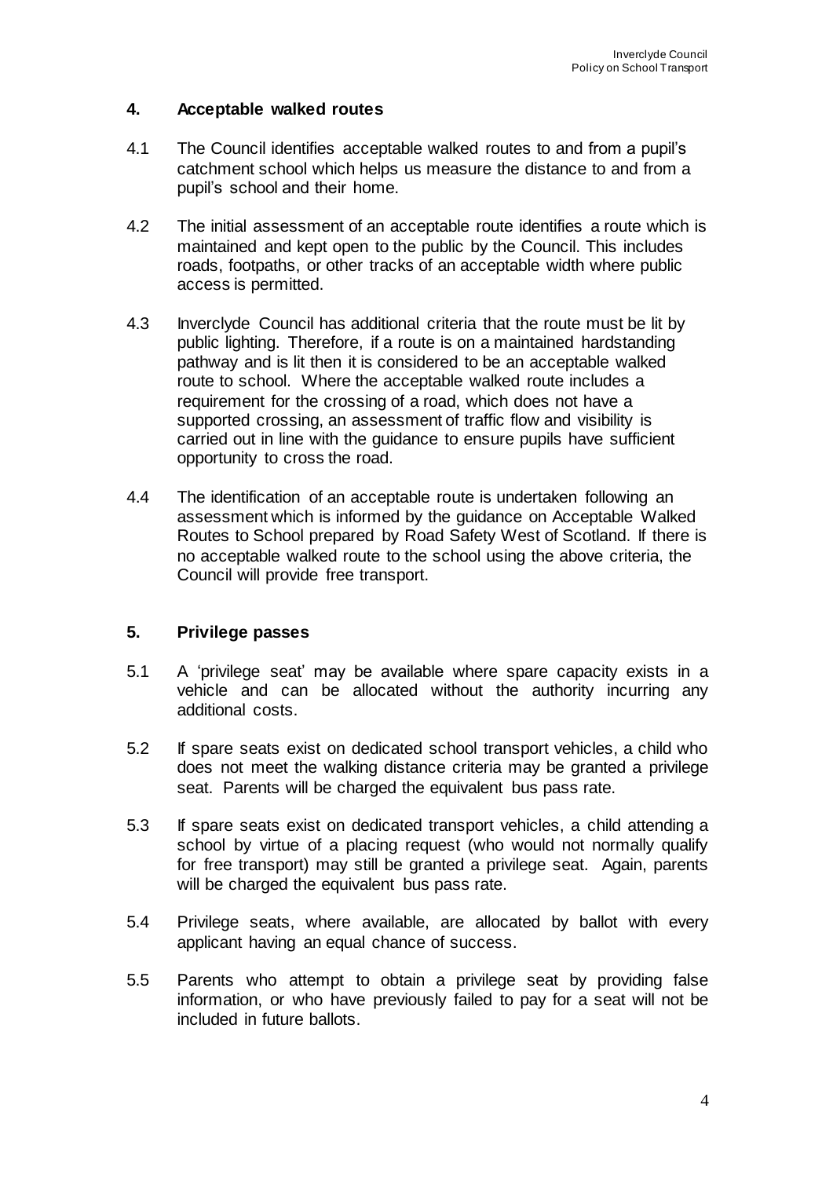## 4. Acceptable walked routes

4.1 The Council identifies acceptable walked routes to and from a pupil's catchment school which helps us measure the distance to and from a pupil's school and their home.

4.2 The initial assessment of an acceptable route identifies a route which is maintained and kept open to the public by the Council. This includes roads, footpaths, or other tracks of an acceptable width where public access is permitted.

4.3 Inverclyde Council has additional criteria that the route must be lit by public lighting. Therefore, if a route is on a maintained hardstanding pathway and is lit then it is considered to be an acceptable walked route to school. Where the acceptable walked route includes a requirement for the crossing of a road, which does not have a supported crossing, an assessment of traffic flow and visibility is carried out in line with the guidance to ensure pupils have sufficient opportunity to cross the road.

4.4 The identification of an acceptable route is undertaken following an assessment which is informed by the guidance on Acceptable Walked Routes to School prepared by Road Safety West of Scotland. If there is no acceptable walked route to the school using the above criteria, the Council will provide free transport.

## 5. Privilege passes

5.1 A 'privilege seat' may be available where spare capacity exists in a vehicle and can be allocated without the authority incurring any additional costs.

5.2 If spare seats exist on dedicated school transport vehicles, a child who does not meet the walking distance criteria may be granted a privilege seat. Parents will be charged the equivalent bus pass rate.

5.3 If spare seats exist on dedicated transport vehicles, a child attending a school by virtue of a placing request (who would not normally qualify for free transport) may still be granted a privilege seat. Again, parents will be charged the equivalent bus pass rate.

5.4 Privilege seats, where available, are allocated by ballot with every applicant having an equal chance of success.

5.5 Parents who attempt to obtain a privilege seat by providing false information, or who have previously failed to pay for a seat will not be included in future ballots.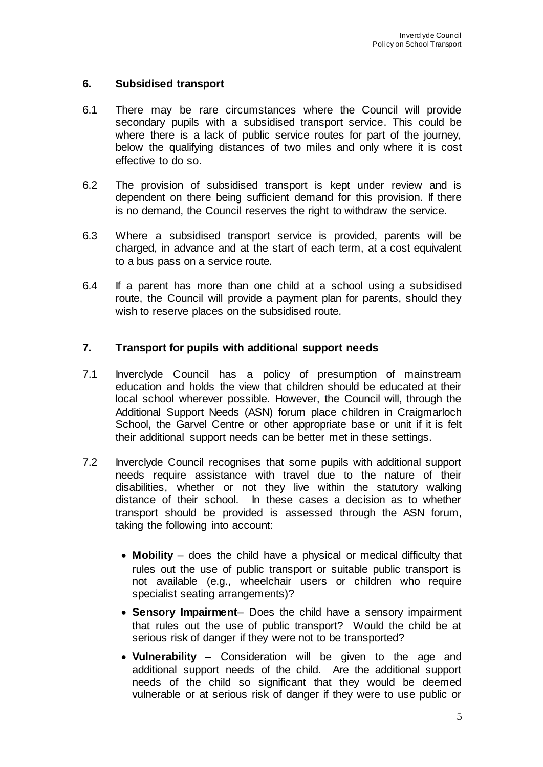## 6. Subsidised transport

6.1 There may be rare circumstances where the Council will provide secondary pupils with a subsidised transport service. This could be where there is a lack of public service routes for part of the journey, below the qualifying distances of two miles and only where it is cost effective to do so.

6.2 The provision of subsidised transport is kept under review and is dependent on there being sufficient demand for this provision. If there is no demand, the Council reserves the right to withdraw the service.

6.3 Where a subsidised transport service is provided, parents will be charged, in advance and at the start of each term, at a cost equivalent to a bus pass on a service route.

6.4 If a parent has more than one child at a school using a subsidised route, the Council will provide a payment plan for parents, should they wish to reserve places on the subsidised route.

## 7. Transport for pupils with additional support needs

7.1 Inverclyde Council has a policy of presumption of mainstream education and holds the view that children should be educated at their local school wherever possible. However, the Council will, through the Additional Support Needs (ASN) forum place children in Craigmarloch School, the Garvel Centre or other appropriate base or unit if it is felt their additional support needs can be better met in these settings.

7.2 Inverclyde Council recognises that some pupils with additional support needs require assistance with travel due to the nature of their disabilities, whether or not they live within the statutory walking distance of their school. In these cases a decision as to whether transport should be provided is assessed through the ASN forum, taking the following into account:

- **Mobility** – does the child have a physical or medical difficulty that rules out the use of public transport or suitable public transport is not available (e.g., wheelchair users or children who require specialist seating arrangements)?
- **Sensory Impairment**– Does the child have a sensory impairment that rules out the use of public transport? Would the child be at serious risk of danger if they were not to be transported?
- **Vulnerability** – Consideration will be given to the age and additional support needs of the child. Are the additional support needs of the child so significant that they would be deemed vulnerable or at serious risk of danger if they were to use public or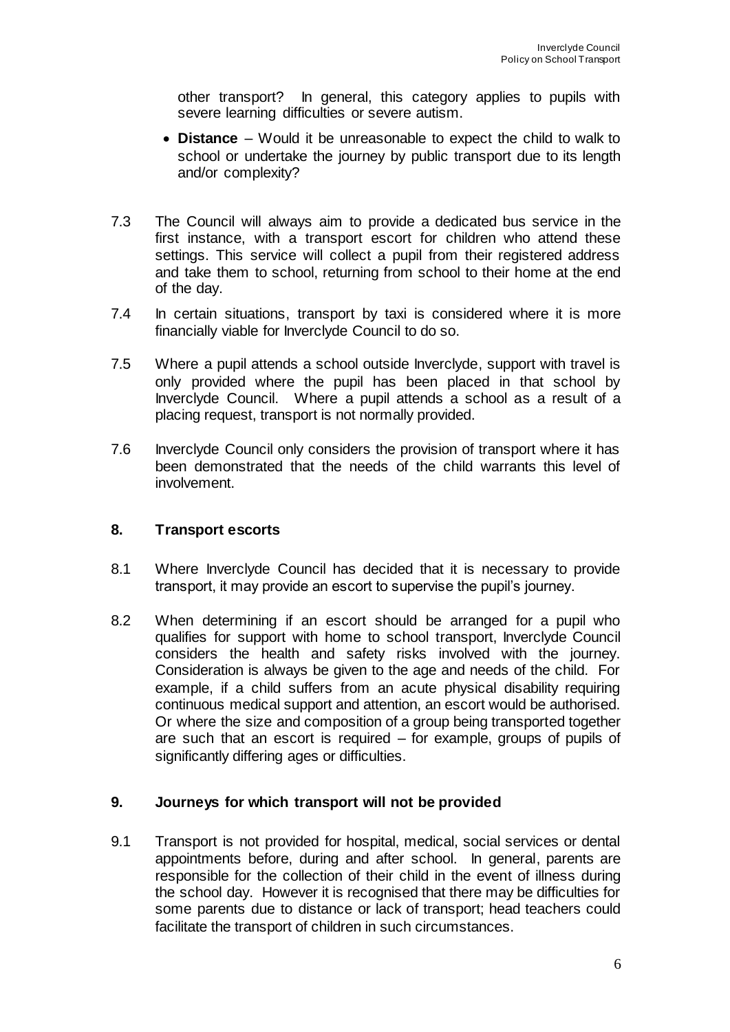other transport? In general, this category applies to pupils with severe learning difficulties or severe autism.

- **Distance** – Would it be unreasonable to expect the child to walk to school or undertake the journey by public transport due to its length and/or complexity?

7.3 The Council will always aim to provide a dedicated bus service in the first instance, with a transport escort for children who attend these settings. This service will collect a pupil from their registered address and take them to school, returning from school to their home at the end of the day.

7.4 In certain situations, transport by taxi is considered where it is more financially viable for Inverclyde Council to do so.

7.5 Where a pupil attends a school outside Inverclyde, support with travel is only provided where the pupil has been placed in that school by Inverclyde Council. Where a pupil attends a school as a result of a placing request, transport is not normally provided.

7.6 Inverclyde Council only considers the provision of transport where it has been demonstrated that the needs of the child warrants this level of involvement.

## 8. Transport escorts

8.1 Where Inverclyde Council has decided that it is necessary to provide transport, it may provide an escort to supervise the pupil's journey.

8.2 When determining if an escort should be arranged for a pupil who qualifies for support with home to school transport, Inverclyde Council considers the health and safety risks involved with the journey. Consideration is always be given to the age and needs of the child. For example, if a child suffers from an acute physical disability requiring continuous medical support and attention, an escort would be authorised. Or where the size and composition of a group being transported together are such that an escort is required – for example, groups of pupils of significantly differing ages or difficulties.

## 9. Journeys for which transport will not be provided

9.1 Transport is not provided for hospital, medical, social services or dental appointments before, during and after school. In general, parents are responsible for the collection of their child in the event of illness during the school day. However it is recognised that there may be difficulties for some parents due to distance or lack of transport; head teachers could facilitate the transport of children in such circumstances.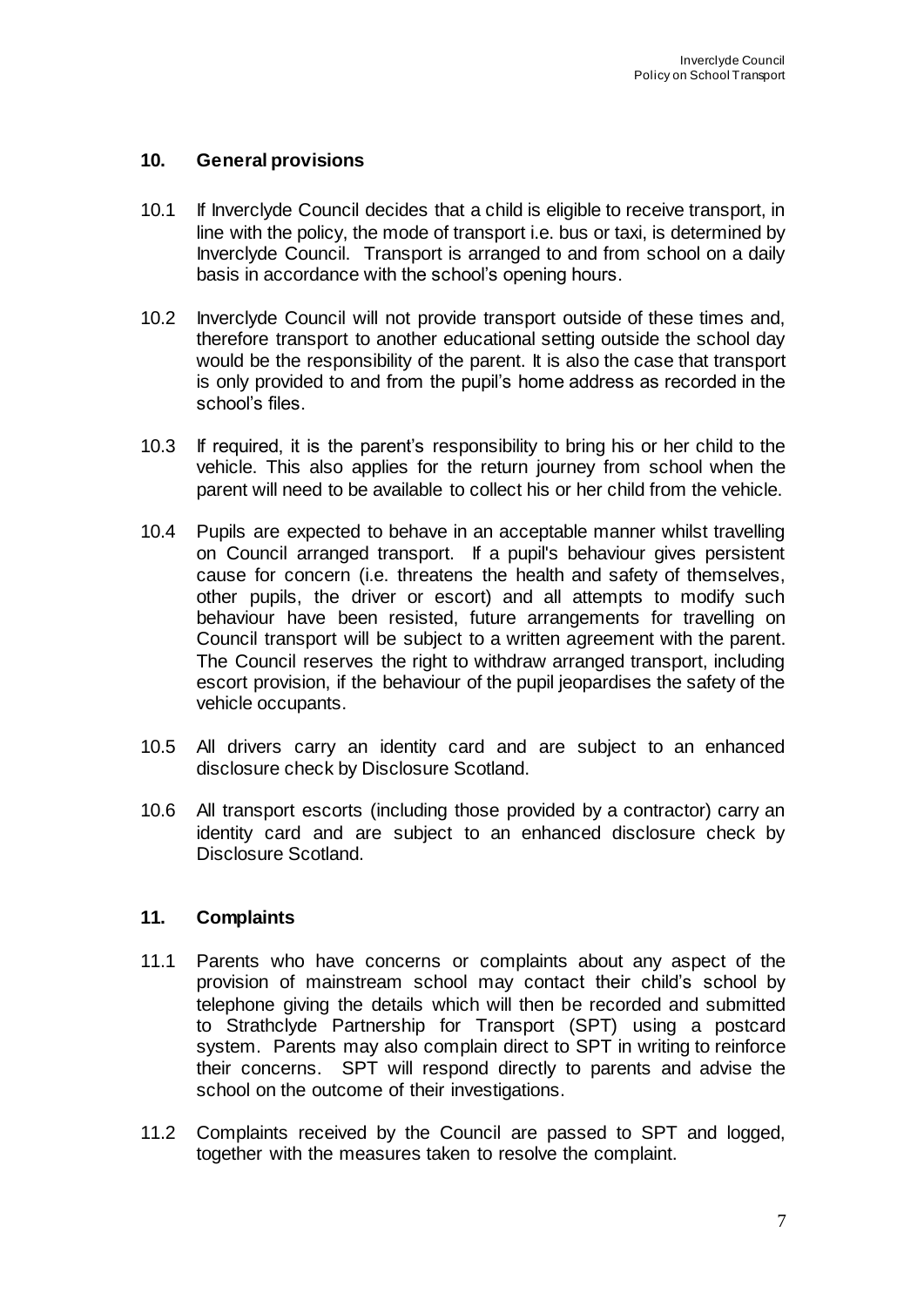## 10. General provisions

10.1 If Inverclyde Council decides that a child is eligible to receive transport, in line with the policy, the mode of transport i.e. bus or taxi, is determined by Inverclyde Council. Transport is arranged to and from school on a daily basis in accordance with the school's opening hours.

10.2 Inverclyde Council will not provide transport outside of these times and, therefore transport to another educational setting outside the school day would be the responsibility of the parent. It is also the case that transport is only provided to and from the pupil's home address as recorded in the school's files.

10.3 If required, it is the parent's responsibility to bring his or her child to the vehicle. This also applies for the return journey from school when the parent will need to be available to collect his or her child from the vehicle.

10.4 Pupils are expected to behave in an acceptable manner whilst travelling on Council arranged transport. If a pupil's behaviour gives persistent cause for concern (i.e. threatens the health and safety of themselves, other pupils, the driver or escort) and all attempts to modify such behaviour have been resisted, future arrangements for travelling on Council transport will be subject to a written agreement with the parent. The Council reserves the right to withdraw arranged transport, including escort provision, if the behaviour of the pupil jeopardises the safety of the vehicle occupants.

10.5 All drivers carry an identity card and are subject to an enhanced disclosure check by Disclosure Scotland.

10.6 All transport escorts (including those provided by a contractor) carry an identity card and are subject to an enhanced disclosure check by Disclosure Scotland.

## 11. Complaints

11.1 Parents who have concerns or complaints about any aspect of the provision of mainstream school may contact their child's school by telephone giving the details which will then be recorded and submitted to Strathclyde Partnership for Transport (SPT) using a postcard system. Parents may also complain direct to SPT in writing to reinforce their concerns. SPT will respond directly to parents and advise the school on the outcome of their investigations.

11.2 Complaints received by the Council are passed to SPT and logged, together with the measures taken to resolve the complaint.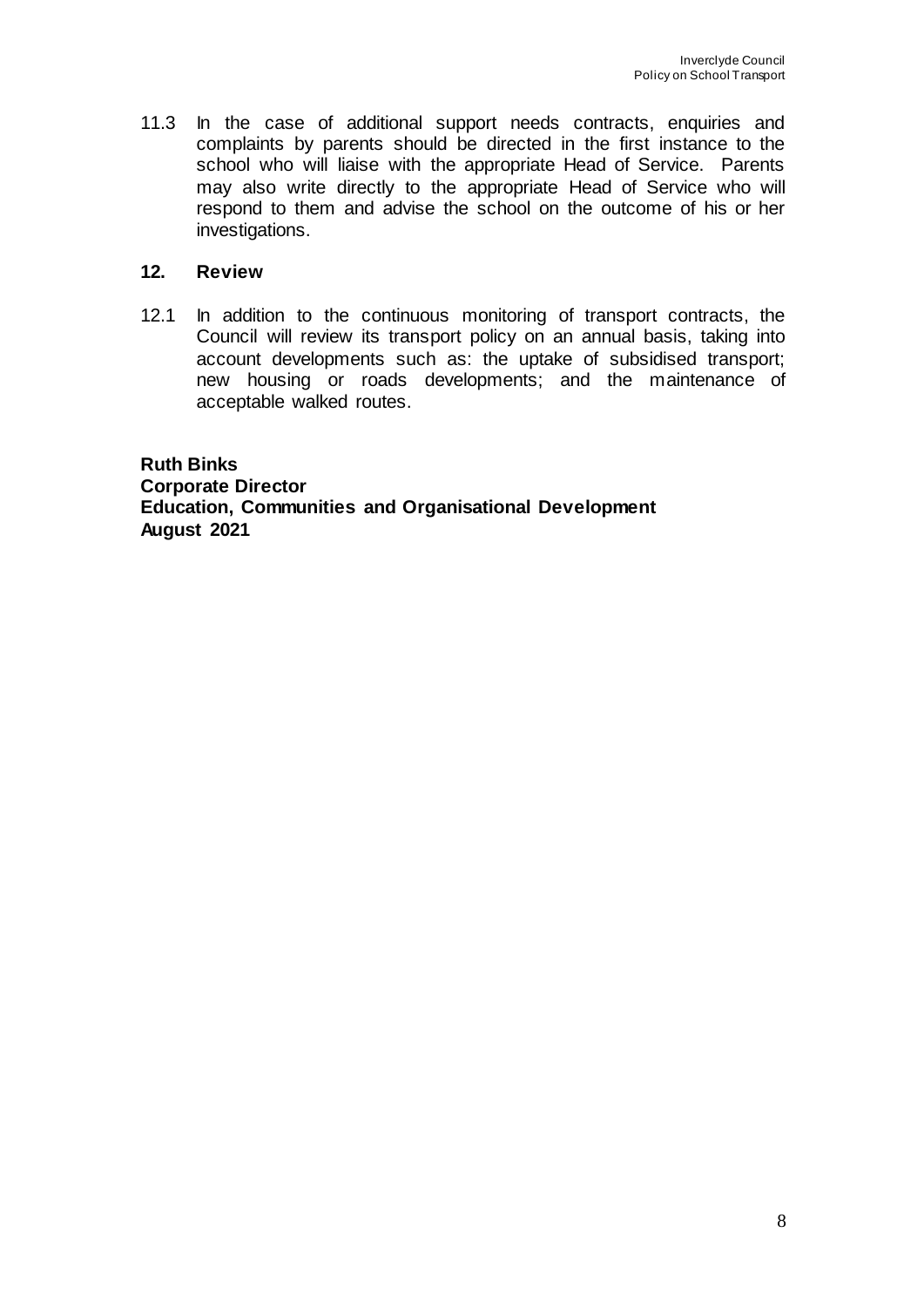11.3 In the case of additional support needs contracts, enquiries and complaints by parents should be directed in the first instance to the school who will liaise with the appropriate Head of Service. Parents may also write directly to the appropriate Head of Service who will respond to them and advise the school on the outcome of his or her investigations.

## 12. Review

12.1 In addition to the continuous monitoring of transport contracts, the Council will review its transport policy on an annual basis, taking into account developments such as: the uptake of subsidised transport; new housing or roads developments; and the maintenance of acceptable walked routes.

**Ruth Binks**
**Corporate Director**
**Education, Communities and Organisational Development**
**August 2021**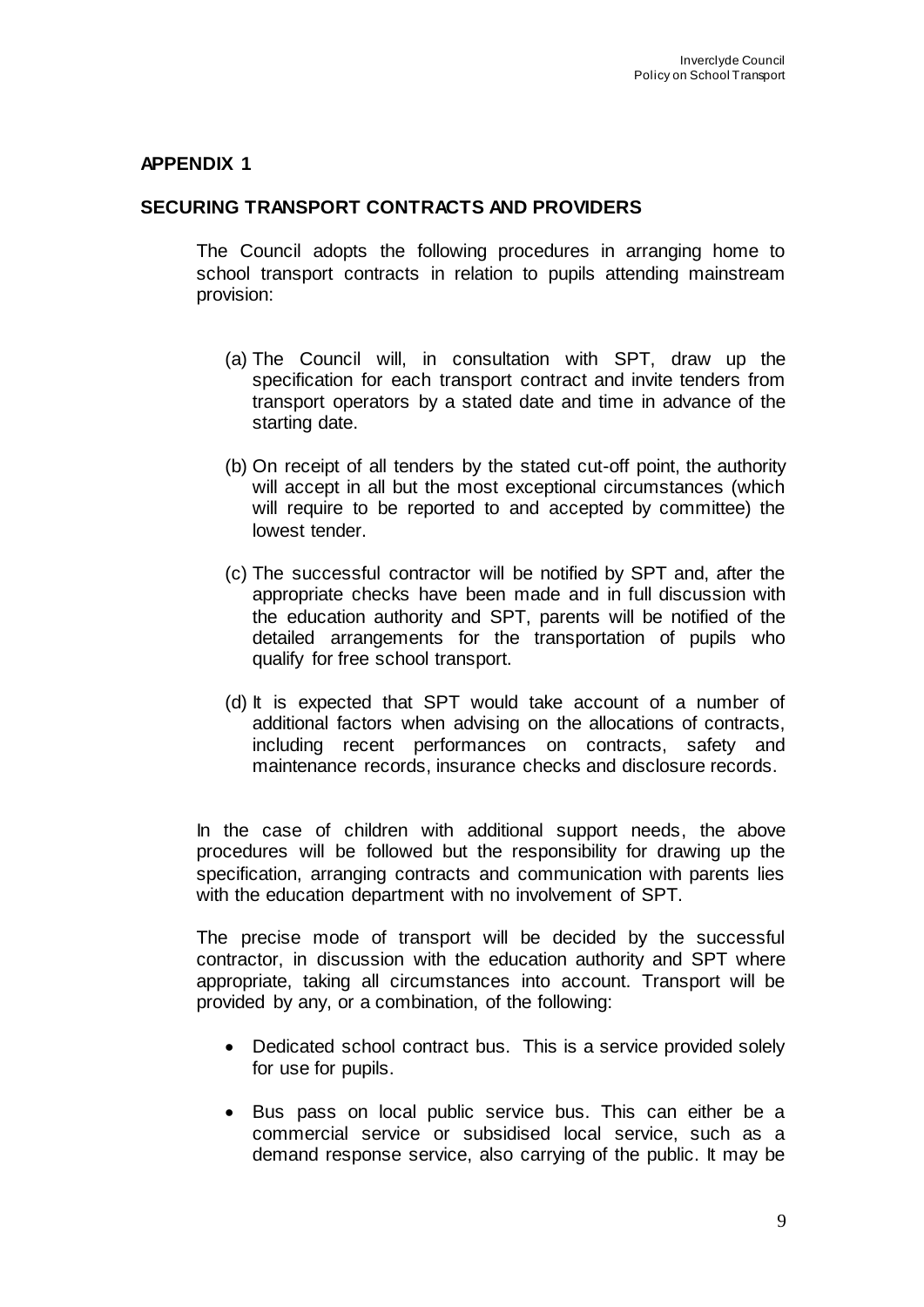## APPENDIX 1

### SECURING TRANSPORT CONTRACTS AND PROVIDERS

The Council adopts the following procedures in arranging home to school transport contracts in relation to pupils attending mainstream provision:

(a) The Council will, in consultation with SPT, draw up the specification for each transport contract and invite tenders from transport operators by a stated date and time in advance of the starting date.

(b) On receipt of all tenders by the stated cut-off point, the authority will accept in all but the most exceptional circumstances (which will require to be reported to and accepted by committee) the lowest tender.

(c) The successful contractor will be notified by SPT and, after the appropriate checks have been made and in full discussion with the education authority and SPT, parents will be notified of the detailed arrangements for the transportation of pupils who qualify for free school transport.

(d) It is expected that SPT would take account of a number of additional factors when advising on the allocations of contracts, including recent performances on contracts, safety and maintenance records, insurance checks and disclosure records.

In the case of children with additional support needs, the above procedures will be followed but the responsibility for drawing up the specification, arranging contracts and communication with parents lies with the education department with no involvement of SPT.

The precise mode of transport will be decided by the successful contractor, in discussion with the education authority and SPT where appropriate, taking all circumstances into account. Transport will be provided by any, or a combination, of the following:

- Dedicated school contract bus. This is a service provided solely for use for pupils.

- Bus pass on local public service bus. This can either be a commercial service or subsidised local service, such as a demand response service, also carrying of the public. It may be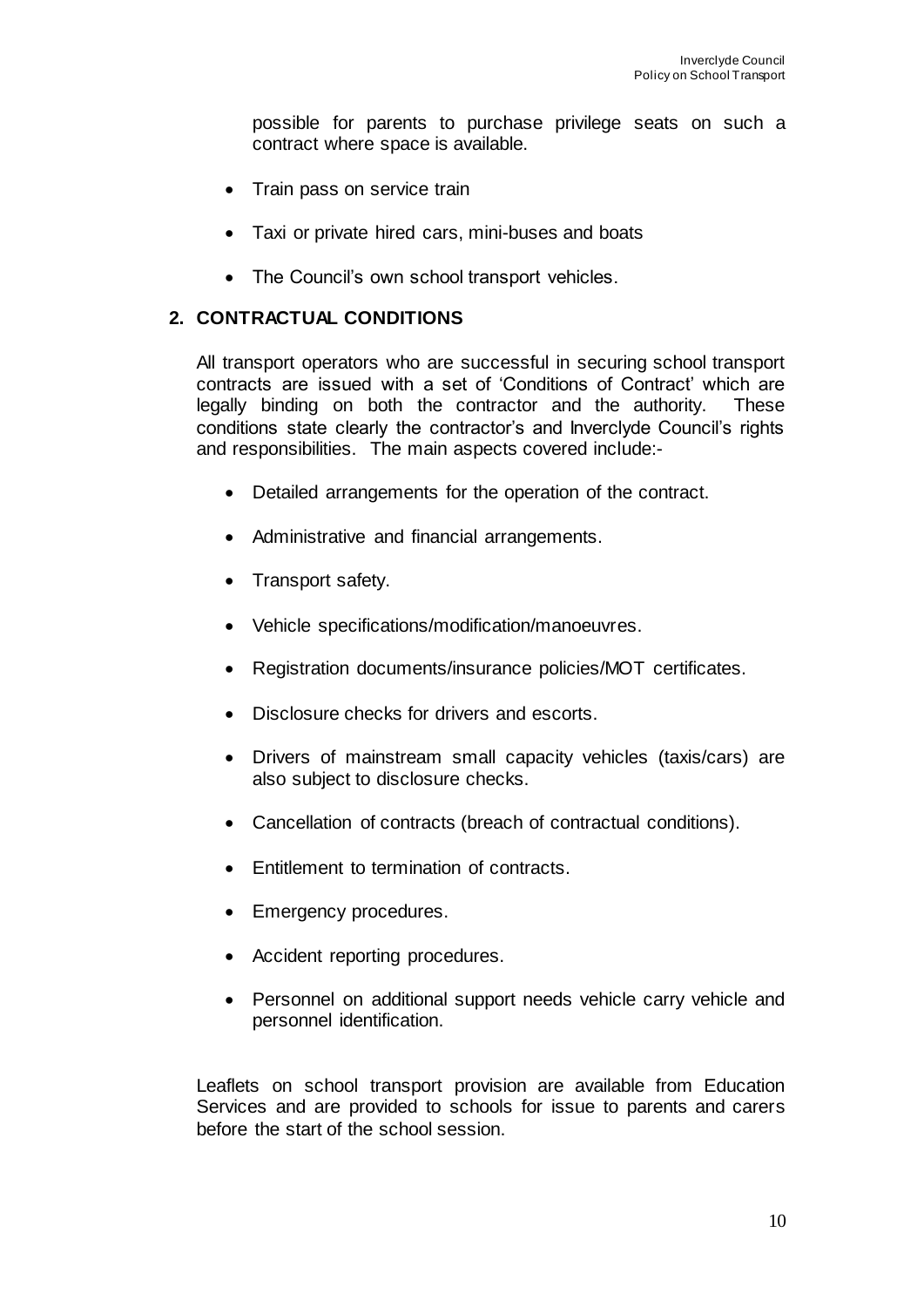possible for parents to purchase privilege seats on such a contract where space is available.

- Train pass on service train
- Taxi or private hired cars, mini-buses and boats
- The Council's own school transport vehicles.

## 2. CONTRACTUAL CONDITIONS

All transport operators who are successful in securing school transport contracts are issued with a set of 'Conditions of Contract' which are legally binding on both the contractor and the authority. These conditions state clearly the contractor's and Inverclyde Council's rights and responsibilities. The main aspects covered include:-

- Detailed arrangements for the operation of the contract.
- Administrative and financial arrangements.
- Transport safety.
- Vehicle specifications/modification/manoeuvres.
- Registration documents/insurance policies/MOT certificates.
- Disclosure checks for drivers and escorts.
- Drivers of mainstream small capacity vehicles (taxis/cars) are also subject to disclosure checks.
- Cancellation of contracts (breach of contractual conditions).
- Entitlement to termination of contracts.
- Emergency procedures.
- Accident reporting procedures.
- Personnel on additional support needs vehicle carry vehicle and personnel identification.

Leaflets on school transport provision are available from Education Services and are provided to schools for issue to parents and carers before the start of the school session.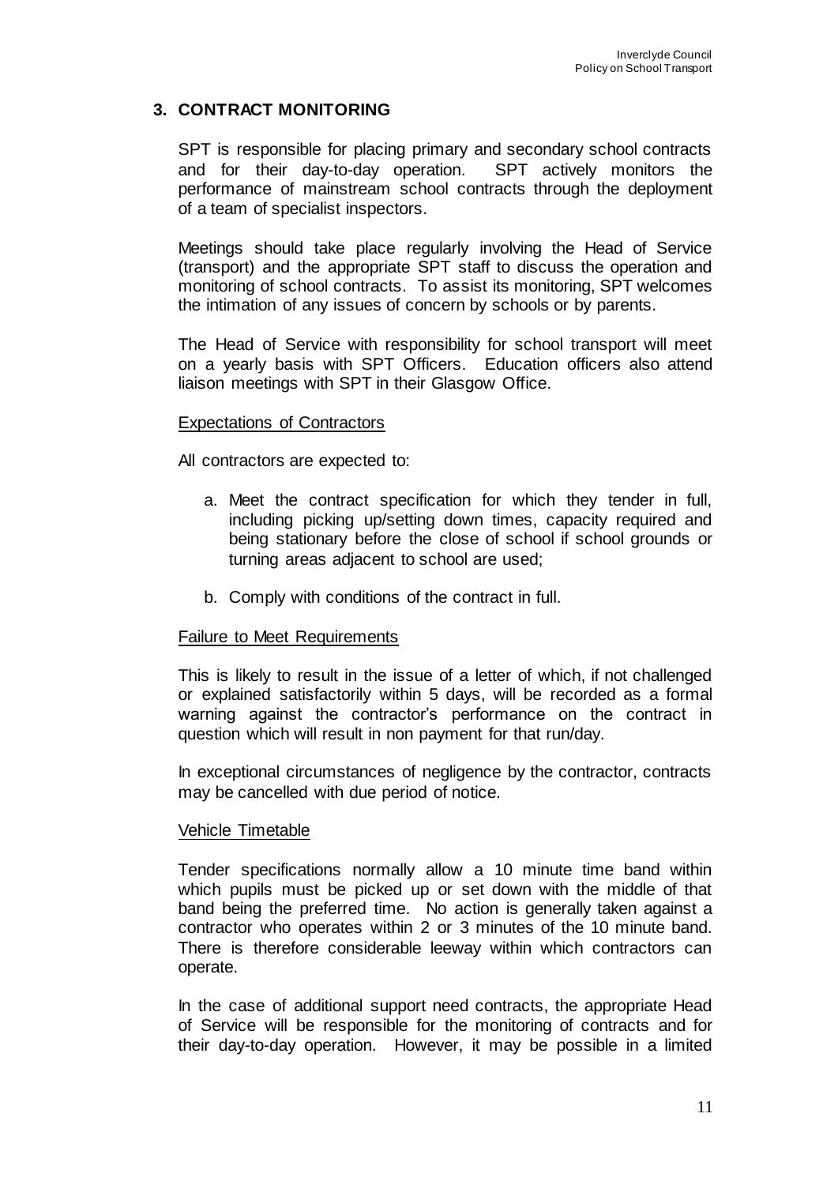## 3. CONTRACT MONITORING

SPT is responsible for placing primary and secondary school contracts and for their day-to-day operation. SPT actively monitors the performance of mainstream school contracts through the deployment of a team of specialist inspectors.

Meetings should take place regularly involving the Head of Service (transport) and the appropriate SPT staff to discuss the operation and monitoring of school contracts. To assist its monitoring, SPT welcomes the intimation of any issues of concern by schools or by parents.

The Head of Service with responsibility for school transport will meet on a yearly basis with SPT Officers. Education officers also attend liaison meetings with SPT in their Glasgow Office.

<u>Expectations of Contractors</u>

All contractors are expected to:

a. Meet the contract specification for which they tender in full, including picking up/setting down times, capacity required and being stationary before the close of school if school grounds or turning areas adjacent to school are used;

b. Comply with conditions of the contract in full.

<u>Failure to Meet Requirements</u>

This is likely to result in the issue of a letter of which, if not challenged or explained satisfactorily within 5 days, will be recorded as a formal warning against the contractor's performance on the contract in question which will result in non payment for that run/day.

In exceptional circumstances of negligence by the contractor, contracts may be cancelled with due period of notice.

<u>Vehicle Timetable</u>

Tender specifications normally allow a 10 minute time band within which pupils must be picked up or set down with the middle of that band being the preferred time. No action is generally taken against a contractor who operates within 2 or 3 minutes of the 10 minute band. There is therefore considerable leeway within which contractors can operate.

In the case of additional support need contracts, the appropriate Head of Service will be responsible for the monitoring of contracts and for their day-to-day operation. However, it may be possible in a limited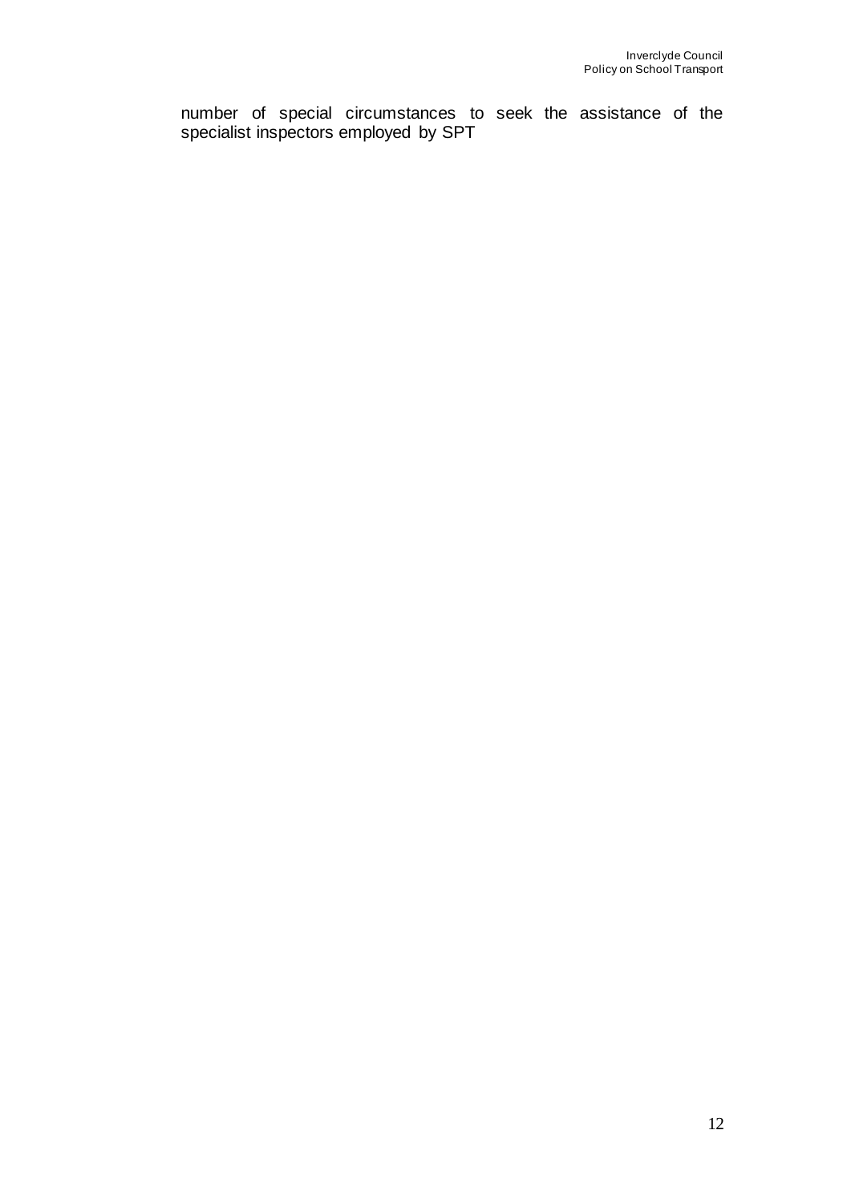number of special circumstances to seek the assistance of the specialist inspectors employed by SPT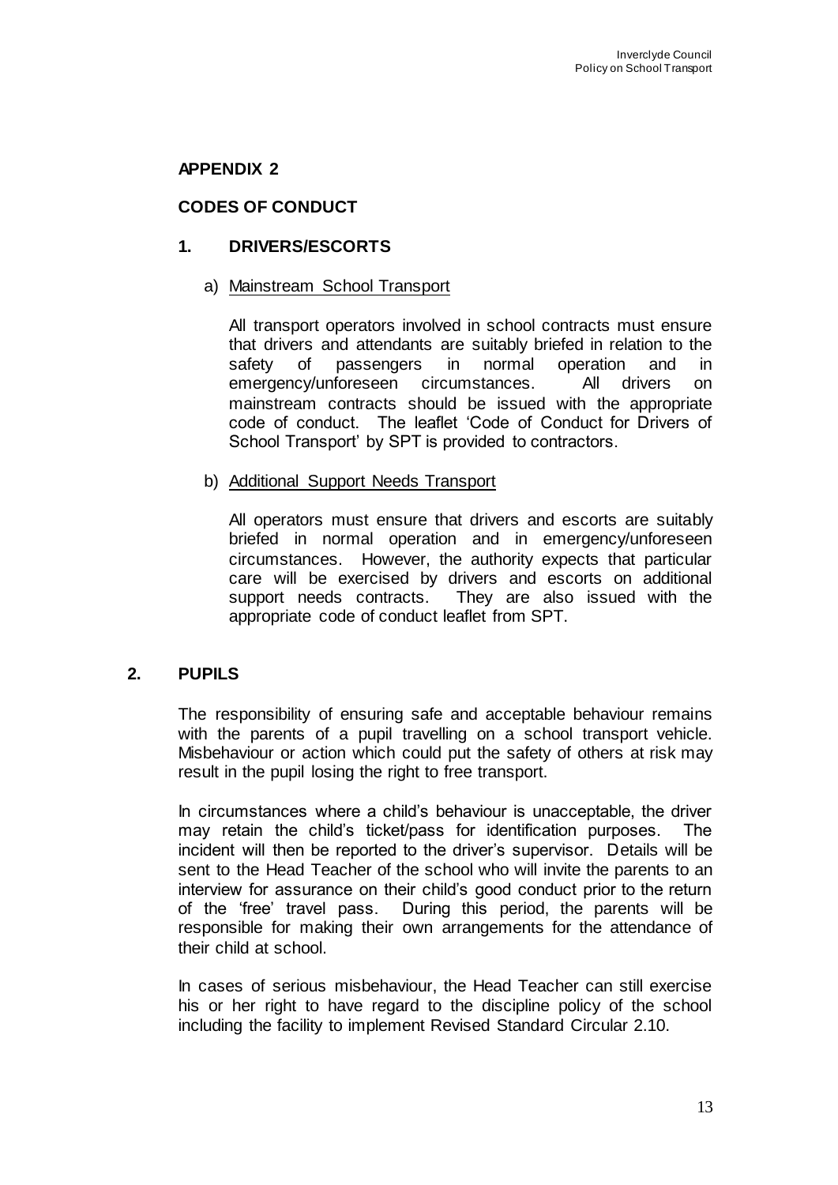## APPENDIX 2

## CODES OF CONDUCT

### 1. DRIVERS/ESCORTS

a) <u>Mainstream School Transport</u>

All transport operators involved in school contracts must ensure that drivers and attendants are suitably briefed in relation to the safety of passengers in normal operation and in emergency/unforeseen circumstances. All drivers on mainstream contracts should be issued with the appropriate code of conduct. The leaflet 'Code of Conduct for Drivers of School Transport' by SPT is provided to contractors.

b) <u>Additional Support Needs Transport</u>

All operators must ensure that drivers and escorts are suitably briefed in normal operation and in emergency/unforeseen circumstances. However, the authority expects that particular care will be exercised by drivers and escorts on additional support needs contracts. They are also issued with the appropriate code of conduct leaflet from SPT.

### 2. PUPILS

The responsibility of ensuring safe and acceptable behaviour remains with the parents of a pupil travelling on a school transport vehicle. Misbehaviour or action which could put the safety of others at risk may result in the pupil losing the right to free transport.

In circumstances where a child's behaviour is unacceptable, the driver may retain the child's ticket/pass for identification purposes. The incident will then be reported to the driver's supervisor. Details will be sent to the Head Teacher of the school who will invite the parents to an interview for assurance on their child's good conduct prior to the return of the 'free' travel pass. During this period, the parents will be responsible for making their own arrangements for the attendance of their child at school.

In cases of serious misbehaviour, the Head Teacher can still exercise his or her right to have regard to the discipline policy of the school including the facility to implement Revised Standard Circular 2.10.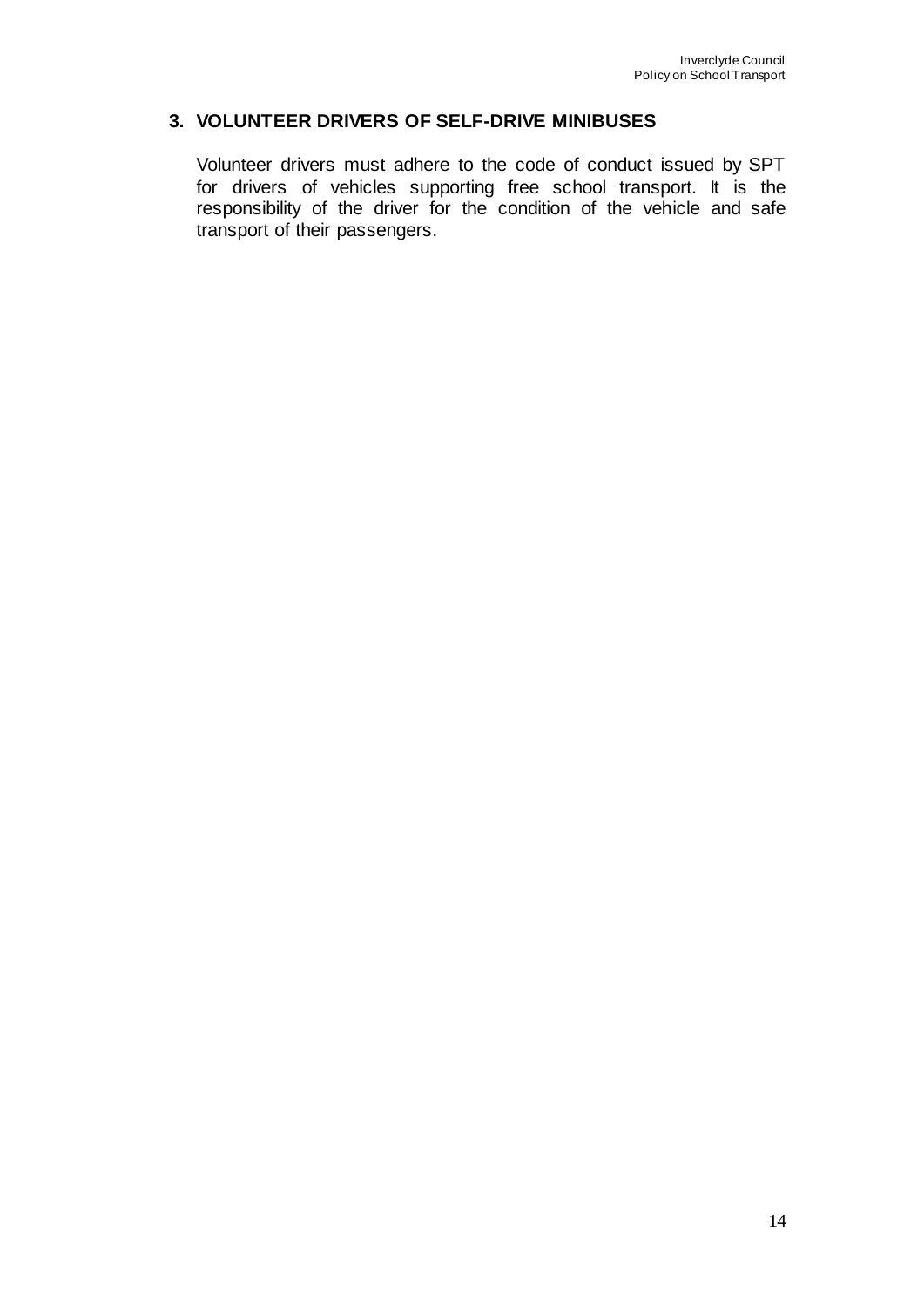## 3. VOLUNTEER DRIVERS OF SELF-DRIVE MINIBUSES

Volunteer drivers must adhere to the code of conduct issued by SPT for drivers of vehicles supporting free school transport. It is the responsibility of the driver for the condition of the vehicle and safe transport of their passengers.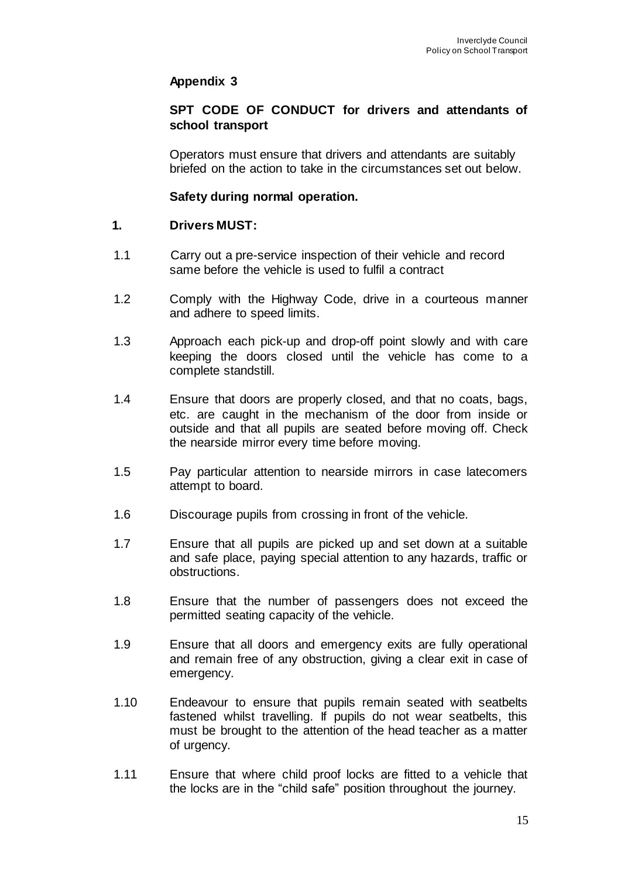## Appendix 3

### SPT CODE OF CONDUCT for drivers and attendants of school transport

Operators must ensure that drivers and attendants are suitably briefed on the action to take in the circumstances set out below.

**Safety during normal operation.**

**1. Drivers MUST:**

1.1 Carry out a pre-service inspection of their vehicle and record same before the vehicle is used to fulfil a contract

1.2 Comply with the Highway Code, drive in a courteous manner and adhere to speed limits.

1.3 Approach each pick-up and drop-off point slowly and with care keeping the doors closed until the vehicle has come to a complete standstill.

1.4 Ensure that doors are properly closed, and that no coats, bags, etc. are caught in the mechanism of the door from inside or outside and that all pupils are seated before moving off. Check the nearside mirror every time before moving.

1.5 Pay particular attention to nearside mirrors in case latecomers attempt to board.

1.6 Discourage pupils from crossing in front of the vehicle.

1.7 Ensure that all pupils are picked up and set down at a suitable and safe place, paying special attention to any hazards, traffic or obstructions.

1.8 Ensure that the number of passengers does not exceed the permitted seating capacity of the vehicle.

1.9 Ensure that all doors and emergency exits are fully operational and remain free of any obstruction, giving a clear exit in case of emergency.

1.10 Endeavour to ensure that pupils remain seated with seatbelts fastened whilst travelling. If pupils do not wear seatbelts, this must be brought to the attention of the head teacher as a matter of urgency.

1.11 Ensure that where child proof locks are fitted to a vehicle that the locks are in the "child safe" position throughout the journey.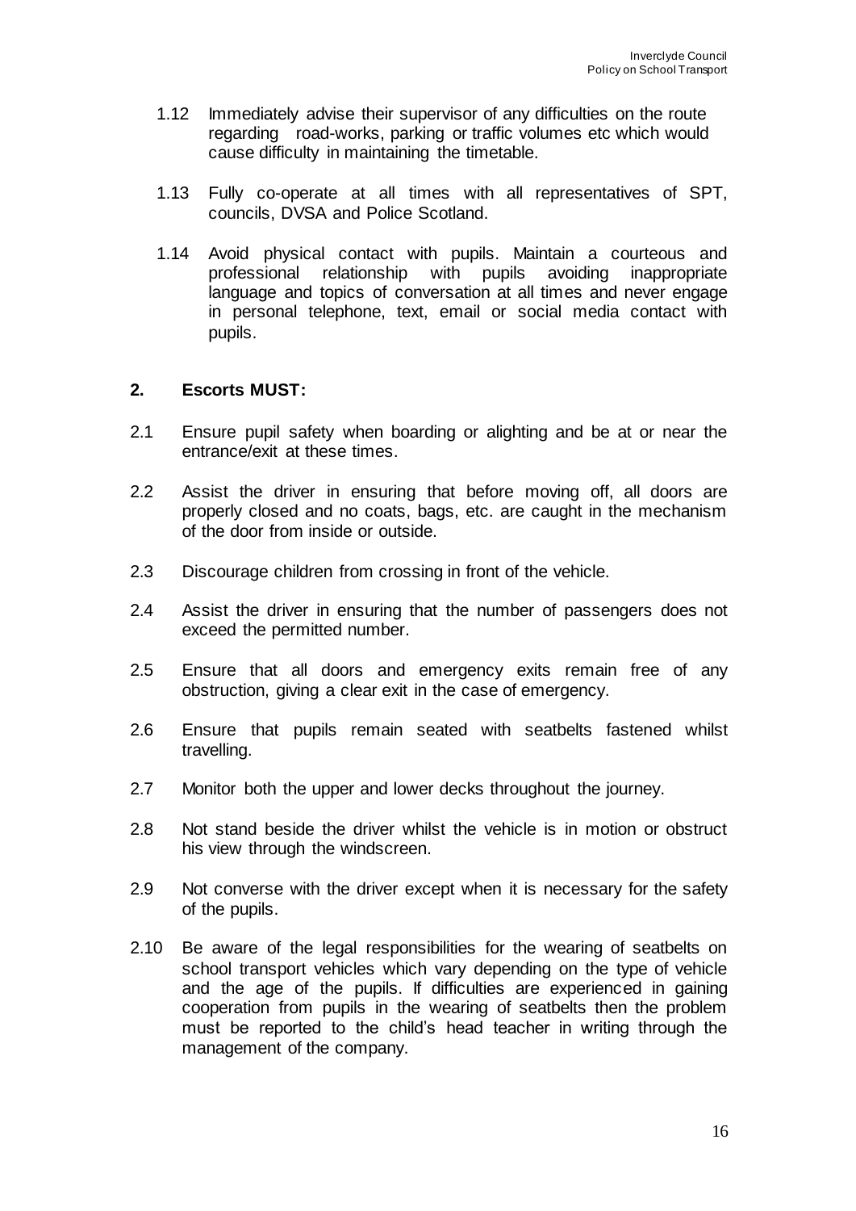1.12 Immediately advise their supervisor of any difficulties on the route regarding road-works, parking or traffic volumes etc which would cause difficulty in maintaining the timetable.

1.13 Fully co-operate at all times with all representatives of SPT, councils, DVSA and Police Scotland.

1.14 Avoid physical contact with pupils. Maintain a courteous and professional relationship with pupils avoiding inappropriate language and topics of conversation at all times and never engage in personal telephone, text, email or social media contact with pupils.

## 2. Escorts MUST:

2.1 Ensure pupil safety when boarding or alighting and be at or near the entrance/exit at these times.

2.2 Assist the driver in ensuring that before moving off, all doors are properly closed and no coats, bags, etc. are caught in the mechanism of the door from inside or outside.

2.3 Discourage children from crossing in front of the vehicle.

2.4 Assist the driver in ensuring that the number of passengers does not exceed the permitted number.

2.5 Ensure that all doors and emergency exits remain free of any obstruction, giving a clear exit in the case of emergency.

2.6 Ensure that pupils remain seated with seatbelts fastened whilst travelling.

2.7 Monitor both the upper and lower decks throughout the journey.

2.8 Not stand beside the driver whilst the vehicle is in motion or obstruct his view through the windscreen.

2.9 Not converse with the driver except when it is necessary for the safety of the pupils.

2.10 Be aware of the legal responsibilities for the wearing of seatbelts on school transport vehicles which vary depending on the type of vehicle and the age of the pupils. If difficulties are experienced in gaining cooperation from pupils in the wearing of seatbelts then the problem must be reported to the child's head teacher in writing through the management of the company.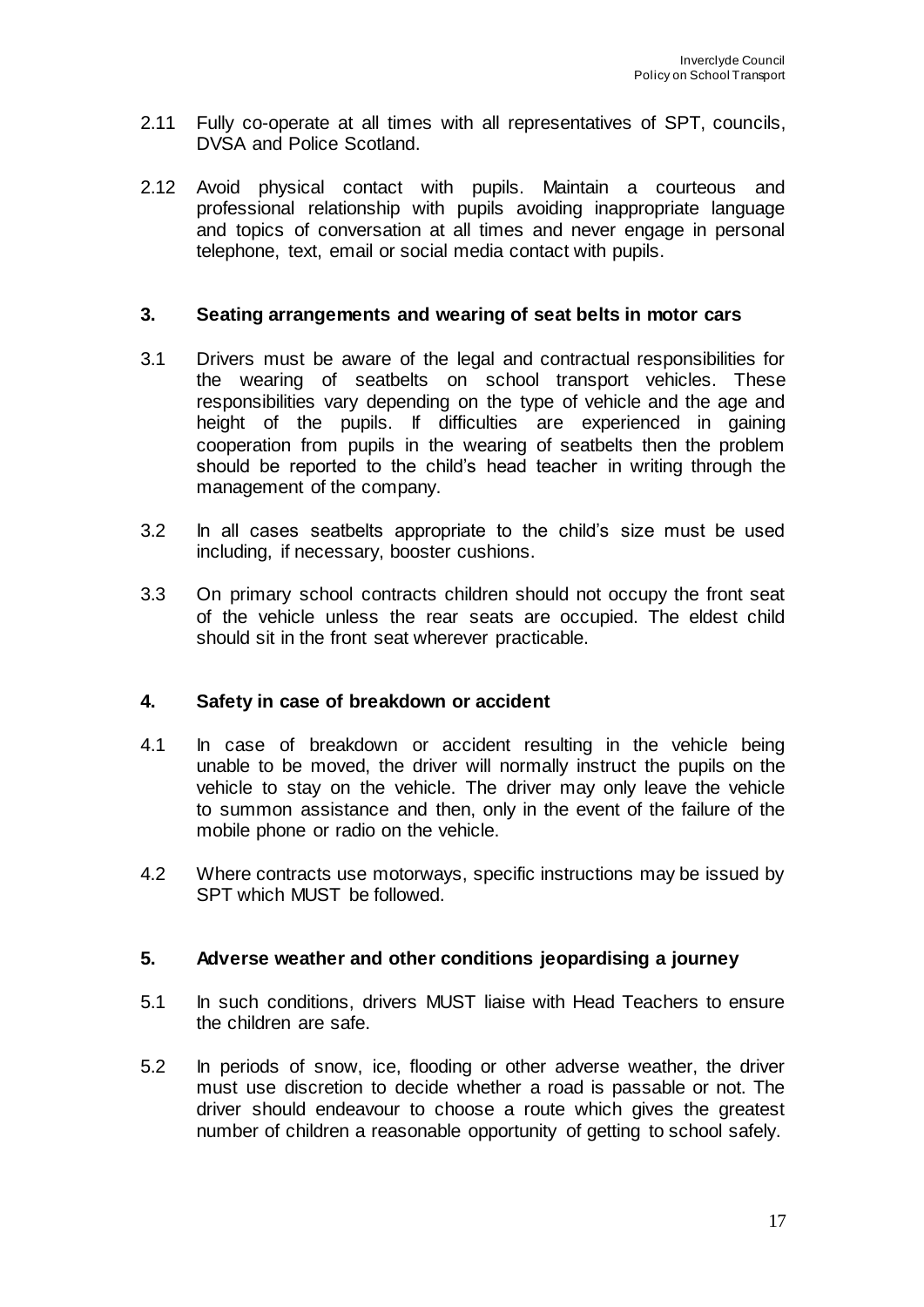2.11 Fully co-operate at all times with all representatives of SPT, councils, DVSA and Police Scotland.

2.12 Avoid physical contact with pupils. Maintain a courteous and professional relationship with pupils avoiding inappropriate language and topics of conversation at all times and never engage in personal telephone, text, email or social media contact with pupils.

### 3. Seating arrangements and wearing of seat belts in motor cars

3.1 Drivers must be aware of the legal and contractual responsibilities for the wearing of seatbelts on school transport vehicles. These responsibilities vary depending on the type of vehicle and the age and height of the pupils. If difficulties are experienced in gaining cooperation from pupils in the wearing of seatbelts then the problem should be reported to the child's head teacher in writing through the management of the company.

3.2 In all cases seatbelts appropriate to the child's size must be used including, if necessary, booster cushions.

3.3 On primary school contracts children should not occupy the front seat of the vehicle unless the rear seats are occupied. The eldest child should sit in the front seat wherever practicable.

### 4. Safety in case of breakdown or accident

4.1 In case of breakdown or accident resulting in the vehicle being unable to be moved, the driver will normally instruct the pupils on the vehicle to stay on the vehicle. The driver may only leave the vehicle to summon assistance and then, only in the event of the failure of the mobile phone or radio on the vehicle.

4.2 Where contracts use motorways, specific instructions may be issued by SPT which MUST be followed.

### 5. Adverse weather and other conditions jeopardising a journey

5.1 In such conditions, drivers MUST liaise with Head Teachers to ensure the children are safe.

5.2 In periods of snow, ice, flooding or other adverse weather, the driver must use discretion to decide whether a road is passable or not. The driver should endeavour to choose a route which gives the greatest number of children a reasonable opportunity of getting to school safely.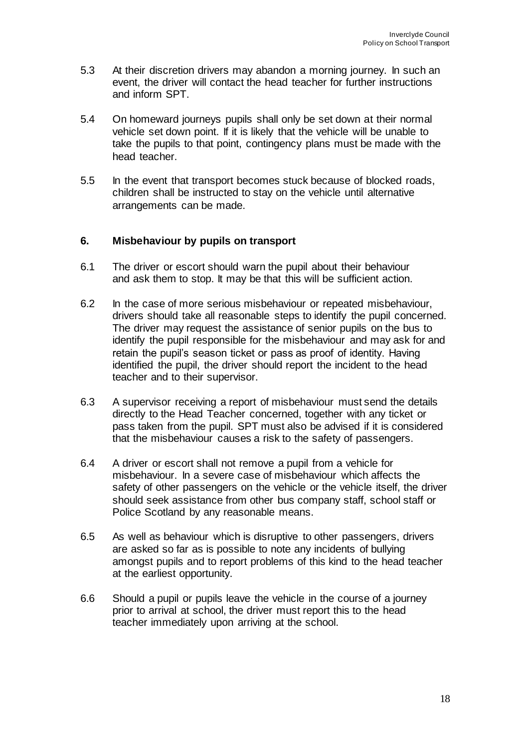5.3 At their discretion drivers may abandon a morning journey. In such an event, the driver will contact the head teacher for further instructions and inform SPT.

5.4 On homeward journeys pupils shall only be set down at their normal vehicle set down point. If it is likely that the vehicle will be unable to take the pupils to that point, contingency plans must be made with the head teacher.

5.5 In the event that transport becomes stuck because of blocked roads, children shall be instructed to stay on the vehicle until alternative arrangements can be made.

## 6. Misbehaviour by pupils on transport

6.1 The driver or escort should warn the pupil about their behaviour and ask them to stop. It may be that this will be sufficient action.

6.2 In the case of more serious misbehaviour or repeated misbehaviour, drivers should take all reasonable steps to identify the pupil concerned. The driver may request the assistance of senior pupils on the bus to identify the pupil responsible for the misbehaviour and may ask for and retain the pupil's season ticket or pass as proof of identity. Having identified the pupil, the driver should report the incident to the head teacher and to their supervisor.

6.3 A supervisor receiving a report of misbehaviour must send the details directly to the Head Teacher concerned, together with any ticket or pass taken from the pupil. SPT must also be advised if it is considered that the misbehaviour causes a risk to the safety of passengers.

6.4 A driver or escort shall not remove a pupil from a vehicle for misbehaviour. In a severe case of misbehaviour which affects the safety of other passengers on the vehicle or the vehicle itself, the driver should seek assistance from other bus company staff, school staff or Police Scotland by any reasonable means.

6.5 As well as behaviour which is disruptive to other passengers, drivers are asked so far as is possible to note any incidents of bullying amongst pupils and to report problems of this kind to the head teacher at the earliest opportunity.

6.6 Should a pupil or pupils leave the vehicle in the course of a journey prior to arrival at school, the driver must report this to the head teacher immediately upon arriving at the school.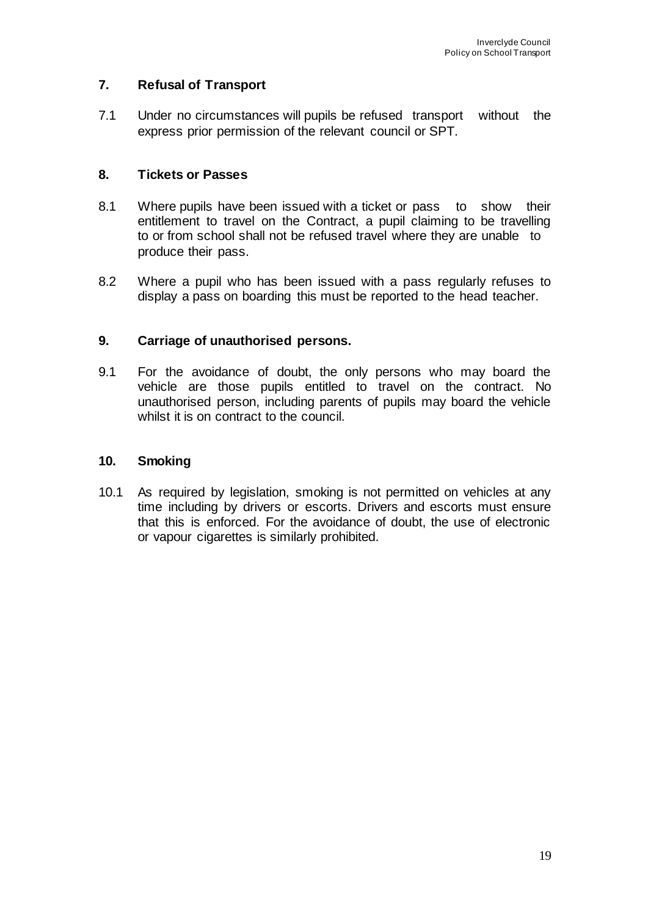## 7. Refusal of Transport

7.1 Under no circumstances will pupils be refused transport without the express prior permission of the relevant council or SPT.

## 8. Tickets or Passes

8.1 Where pupils have been issued with a ticket or pass to show their entitlement to travel on the Contract, a pupil claiming to be travelling to or from school shall not be refused travel where they are unable to produce their pass.

8.2 Where a pupil who has been issued with a pass regularly refuses to display a pass on boarding this must be reported to the head teacher.

## 9. Carriage of unauthorised persons.

9.1 For the avoidance of doubt, the only persons who may board the vehicle are those pupils entitled to travel on the contract. No unauthorised person, including parents of pupils may board the vehicle whilst it is on contract to the council.

## 10. Smoking

10.1 As required by legislation, smoking is not permitted on vehicles at any time including by drivers or escorts. Drivers and escorts must ensure that this is enforced. For the avoidance of doubt, the use of electronic or vapour cigarettes is similarly prohibited.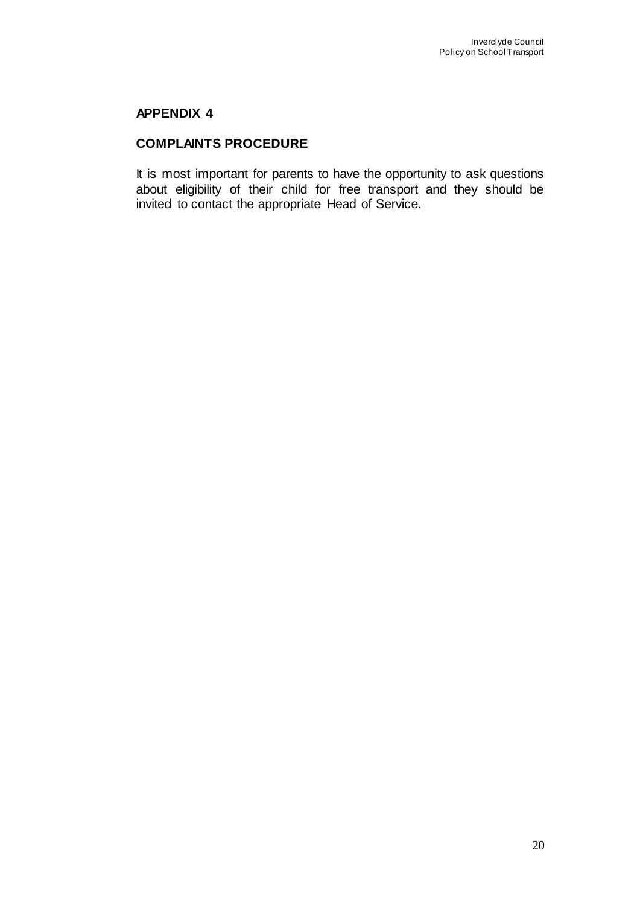## APPENDIX 4

## COMPLAINTS PROCEDURE

It is most important for parents to have the opportunity to ask questions about eligibility of their child for free transport and they should be invited to contact the appropriate Head of Service.